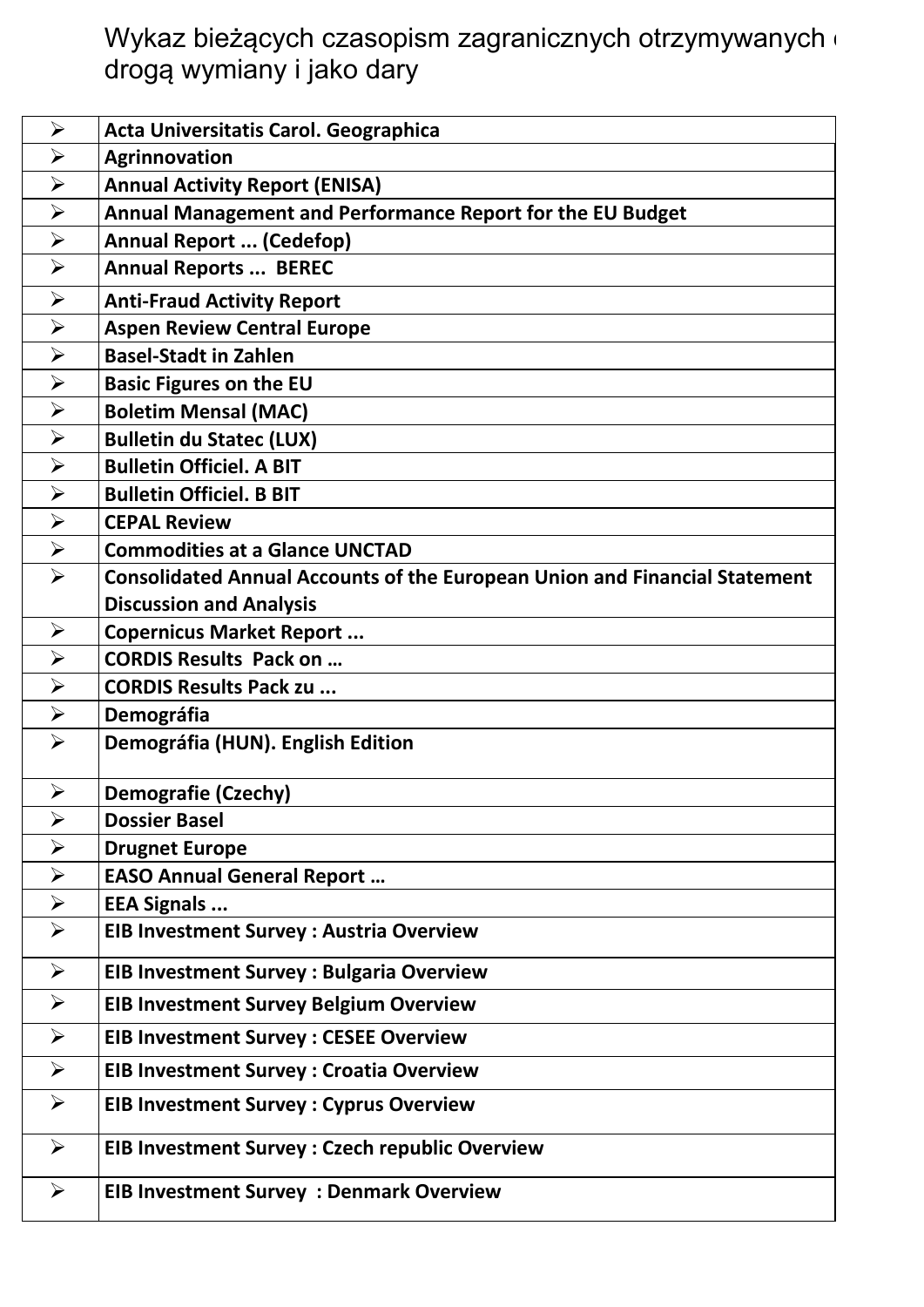Wykaz bieżących czasopism zagranicznych otrzymywanych drogą wymiany i jako dary

| | |
|---|---|
| ➢ | **Acta Universitatis Carol. Geographica** |
| ➢ | **Agrinnovation** |
| ➢ | **Annual Activity Report (ENISA)** |
| ➢ | **Annual Management and Performance Report for the EU Budget** |
| ➢ | **Annual Report ... (Cedefop)** |
| ➢ | **Annual Reports ... BEREC** |
| ➢ | **Anti-Fraud Activity Report** |
| ➢ | **Aspen Review Central Europe** |
| ➢ | **Basel-Stadt in Zahlen** |
| ➢ | **Basic Figures on the EU** |
| ➢ | **Boletim Mensal (MAC)** |
| ➢ | **Bulletin du Statec (LUX)** |
| ➢ | **Bulletin Officiel. A BIT** |
| ➢ | **Bulletin Officiel. B BIT** |
| ➢ | **CEPAL Review** |
| ➢ | **Commodities at a Glance UNCTAD** |
| ➢ | **Consolidated Annual Accounts of the European Union and Financial Statement Discussion and Analysis** |
| ➢ | **Copernicus Market Report ...** |
| ➢ | **CORDIS Results Pack on …** |
| ➢ | **CORDIS Results Pack zu ...** |
| ➢ | **Demográfia** |
| ➢ | **Demográfia (HUN). English Edition** |
| ➢ | **Demografie (Czechy)** |
| ➢ | **Dossier Basel** |
| ➢ | **Drugnet Europe** |
| ➢ | **EASO Annual General Report …** |
| ➢ | **EEA Signals ...** |
| ➢ | **EIB Investment Survey : Austria Overview** |
| ➢ | **EIB Investment Survey : Bulgaria Overview** |
| ➢ | **EIB Investment Survey Belgium Overview** |
| ➢ | **EIB Investment Survey : CESEE Overview** |
| ➢ | **EIB Investment Survey : Croatia Overview** |
| ➢ | **EIB Investment Survey : Cyprus Overview** |
| ➢ | **EIB Investment Survey : Czech republic Overview** |
| ➢ | **EIB Investment Survey : Denmark Overview** |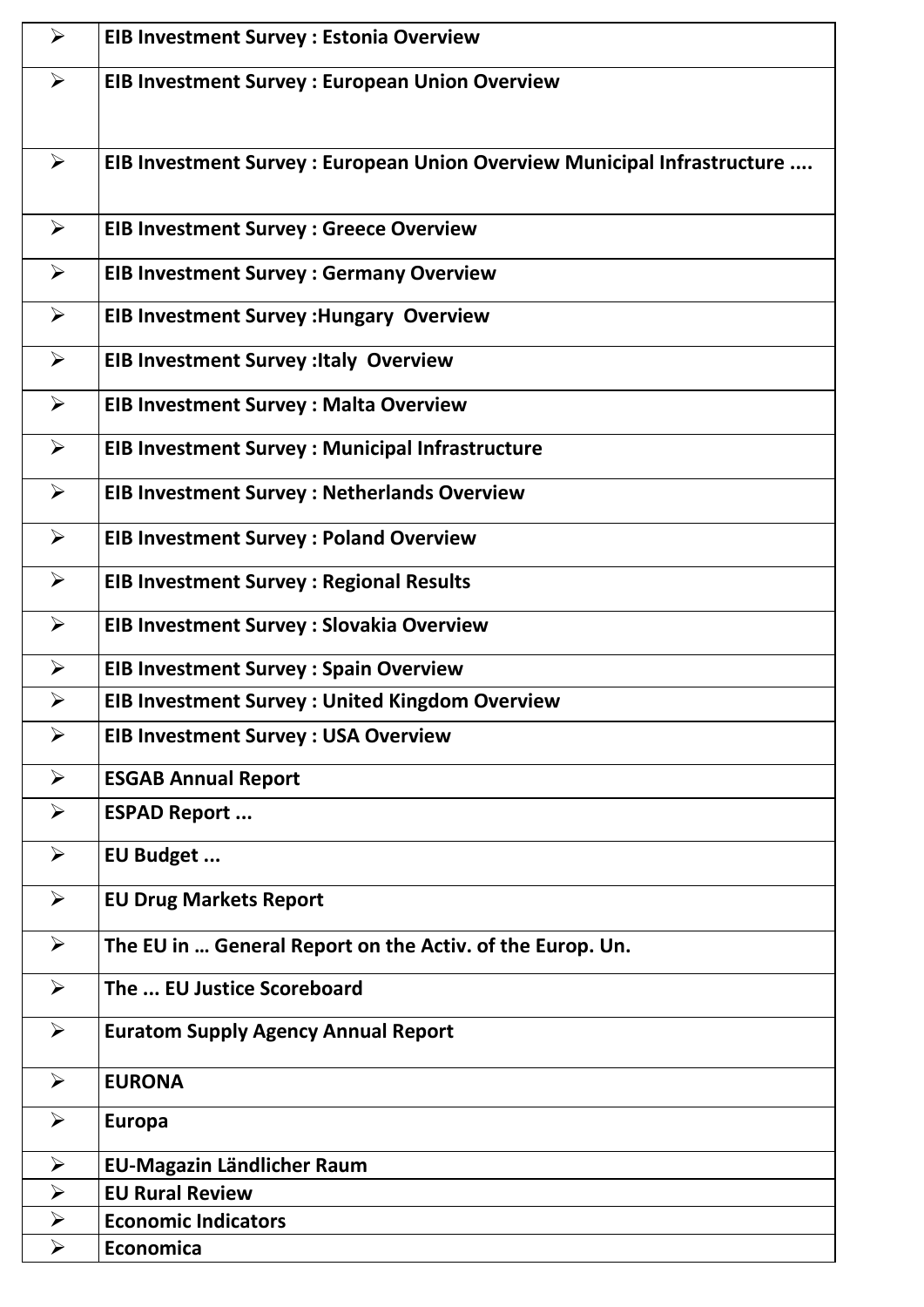| | |
|---|---|
| ➢ | **EIB Investment Survey : Estonia Overview** |
| ➢ | **EIB Investment Survey : European Union Overview** |
| ➢ | **EIB Investment Survey : European Union Overview Municipal Infrastructure ....** |
| ➢ | **EIB Investment Survey : Greece Overview** |
| ➢ | **EIB Investment Survey : Germany Overview** |
| ➢ | **EIB Investment Survey :Hungary Overview** |
| ➢ | **EIB Investment Survey :Italy Overview** |
| ➢ | **EIB Investment Survey : Malta Overview** |
| ➢ | **EIB Investment Survey : Municipal Infrastructure** |
| ➢ | **EIB Investment Survey : Netherlands Overview** |
| ➢ | **EIB Investment Survey : Poland Overview** |
| ➢ | **EIB Investment Survey : Regional Results** |
| ➢ | **EIB Investment Survey : Slovakia Overview** |
| ➢ | **EIB Investment Survey : Spain Overview** |
| ➢ | **EIB Investment Survey : United Kingdom Overview** |
| ➢ | **EIB Investment Survey : USA Overview** |
| ➢ | **ESGAB Annual Report** |
| ➢ | **ESPAD Report ...** |
| ➢ | **EU Budget ...** |
| ➢ | **EU Drug Markets Report** |
| ➢ | **The EU in … General Report on the Activ. of the Europ. Un.** |
| ➢ | **The ... EU Justice Scoreboard** |
| ➢ | **Euratom Supply Agency Annual Report** |
| ➢ | **EURONA** |
| ➢ | **Europa** |
| ➢ | **EU-Magazin Ländlicher Raum** |
| ➢ | **EU Rural Review** |
| ➢ | **Economic Indicators** |
| ➢ | **Economica** |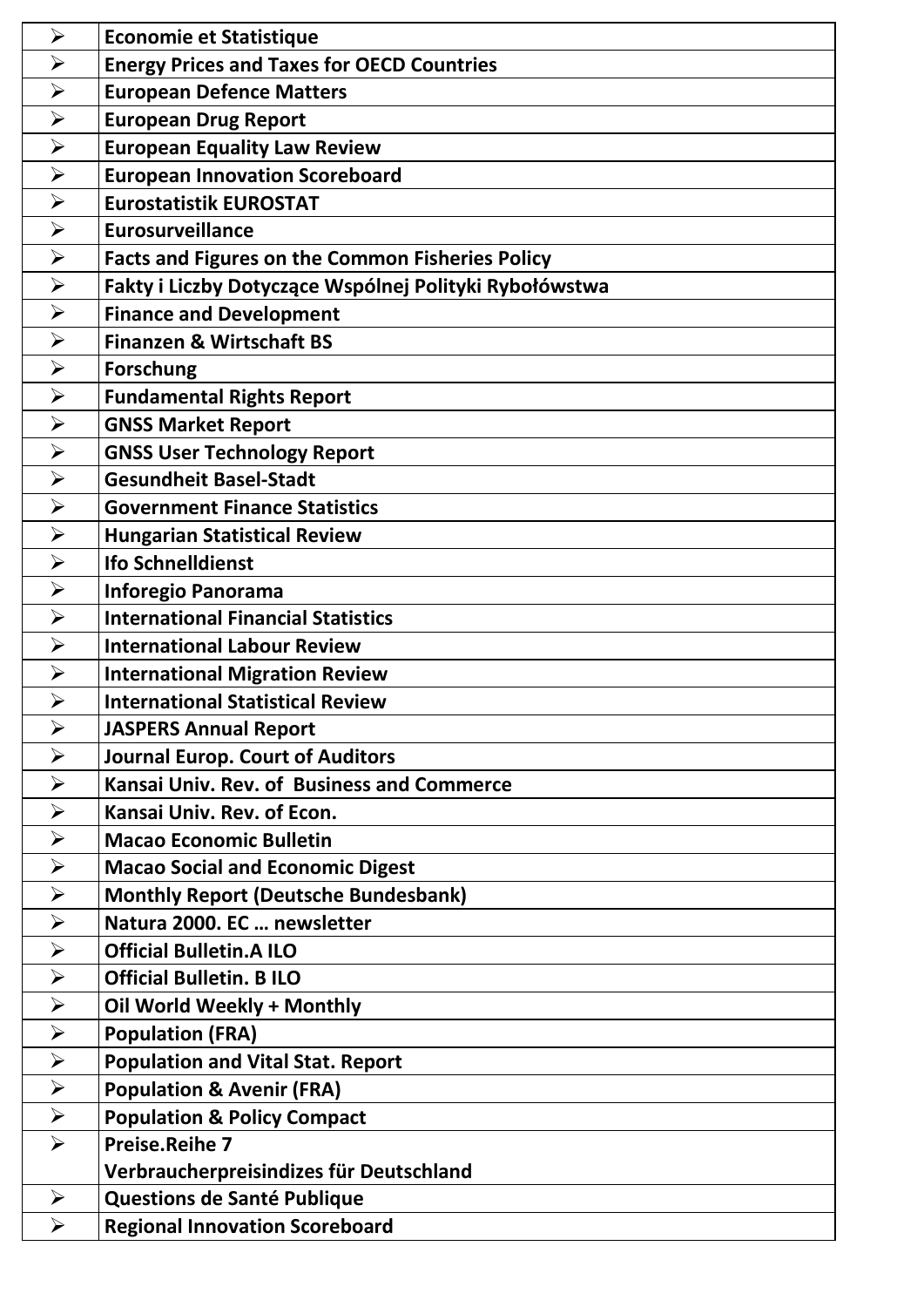| | |
|---|---|
| ➢ | **Economie et Statistique** |
| ➢ | **Energy Prices and Taxes for OECD Countries** |
| ➢ | **European Defence Matters** |
| ➢ | **European Drug Report** |
| ➢ | **European Equality Law Review** |
| ➢ | **European Innovation Scoreboard** |
| ➢ | **Eurostatistik EUROSTAT** |
| ➢ | **Eurosurveillance** |
| ➢ | **Facts and Figures on the Common Fisheries Policy** |
| ➢ | **Fakty i Liczby Dotyczące Wspólnej Polityki Rybołówstwa** |
| ➢ | **Finance and Development** |
| ➢ | **Finanzen & Wirtschaft BS** |
| ➢ | **Forschung** |
| ➢ | **Fundamental Rights Report** |
| ➢ | **GNSS Market Report** |
| ➢ | **GNSS User Technology Report** |
| ➢ | **Gesundheit Basel-Stadt** |
| ➢ | **Government Finance Statistics** |
| ➢ | **Hungarian Statistical Review** |
| ➢ | **Ifo Schnelldienst** |
| ➢ | **Inforegio Panorama** |
| ➢ | **International Financial Statistics** |
| ➢ | **International Labour Review** |
| ➢ | **International Migration Review** |
| ➢ | **International Statistical Review** |
| ➢ | **JASPERS Annual Report** |
| ➢ | **Journal Europ. Court of Auditors** |
| ➢ | **Kansai Univ. Rev. of Business and Commerce** |
| ➢ | **Kansai Univ. Rev. of Econ.** |
| ➢ | **Macao Economic Bulletin** |
| ➢ | **Macao Social and Economic Digest** |
| ➢ | **Monthly Report (Deutsche Bundesbank)** |
| ➢ | **Natura 2000. EC … newsletter** |
| ➢ | **Official Bulletin.A ILO** |
| ➢ | **Official Bulletin. B ILO** |
| ➢ | **Oil World Weekly + Monthly** |
| ➢ | **Population (FRA)** |
| ➢ | **Population and Vital Stat. Report** |
| ➢ | **Population & Avenir (FRA)** |
| ➢ | **Population & Policy Compact** |
| ➢ | **Preise.Reihe 7 Verbraucherpreisindizes für Deutschland** |
| ➢ | **Questions de Santé Publique** |
| ➢ | **Regional Innovation Scoreboard** |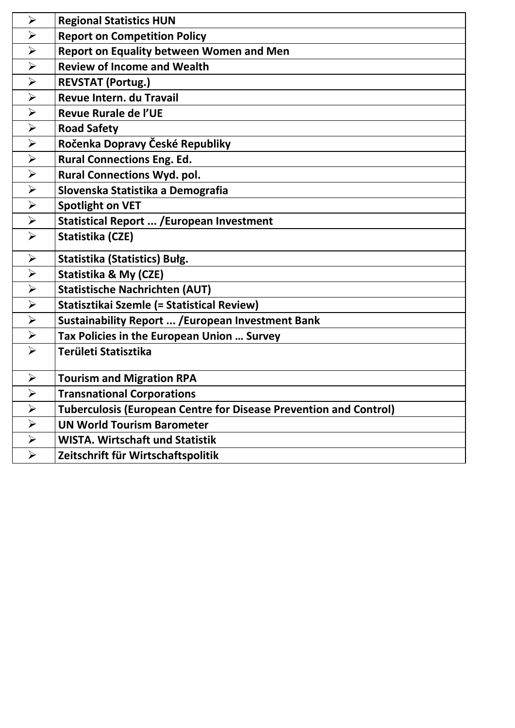| | |
|---|---|
| ➢ | **Regional Statistics HUN** |
| ➢ | **Report on Competition Policy** |
| ➢ | **Report on Equality between Women and Men** |
| ➢ | **Review of Income and Wealth** |
| ➢ | **REVSTAT (Portug.)** |
| ➢ | **Revue Intern. du Travail** |
| ➢ | **Revue Rurale de l'UE** |
| ➢ | **Road Safety** |
| ➢ | **Ročenka Dopravy České Republiky** |
| ➢ | **Rural Connections Eng. Ed.** |
| ➢ | **Rural Connections Wyd. pol.** |
| ➢ | **Slovenska Statistika a Demografia** |
| ➢ | **Spotlight on VET** |
| ➢ | **Statistical Report ... /European Investment** |
| ➢ | **Statistika (CZE)** |
| ➢ | **Statistika (Statistics) Bułg.** |
| ➢ | **Statistika & My (CZE)** |
| ➢ | **Statistische Nachrichten (AUT)** |
| ➢ | **Statisztikai Szemle (= Statistical Review)** |
| ➢ | **Sustainability Report ... /European Investment Bank** |
| ➢ | **Tax Policies in the European Union … Survey** |
| ➢ | **Területi Statisztika** |
| ➢ | **Tourism and Migration RPA** |
| ➢ | **Transnational Corporations** |
| ➢ | **Tuberculosis (European Centre for Disease Prevention and Control)** |
| ➢ | **UN World Tourism Barometer** |
| ➢ | **WISTA. Wirtschaft und Statistik** |
| ➢ | **Zeitschrift für Wirtschaftspolitik** |